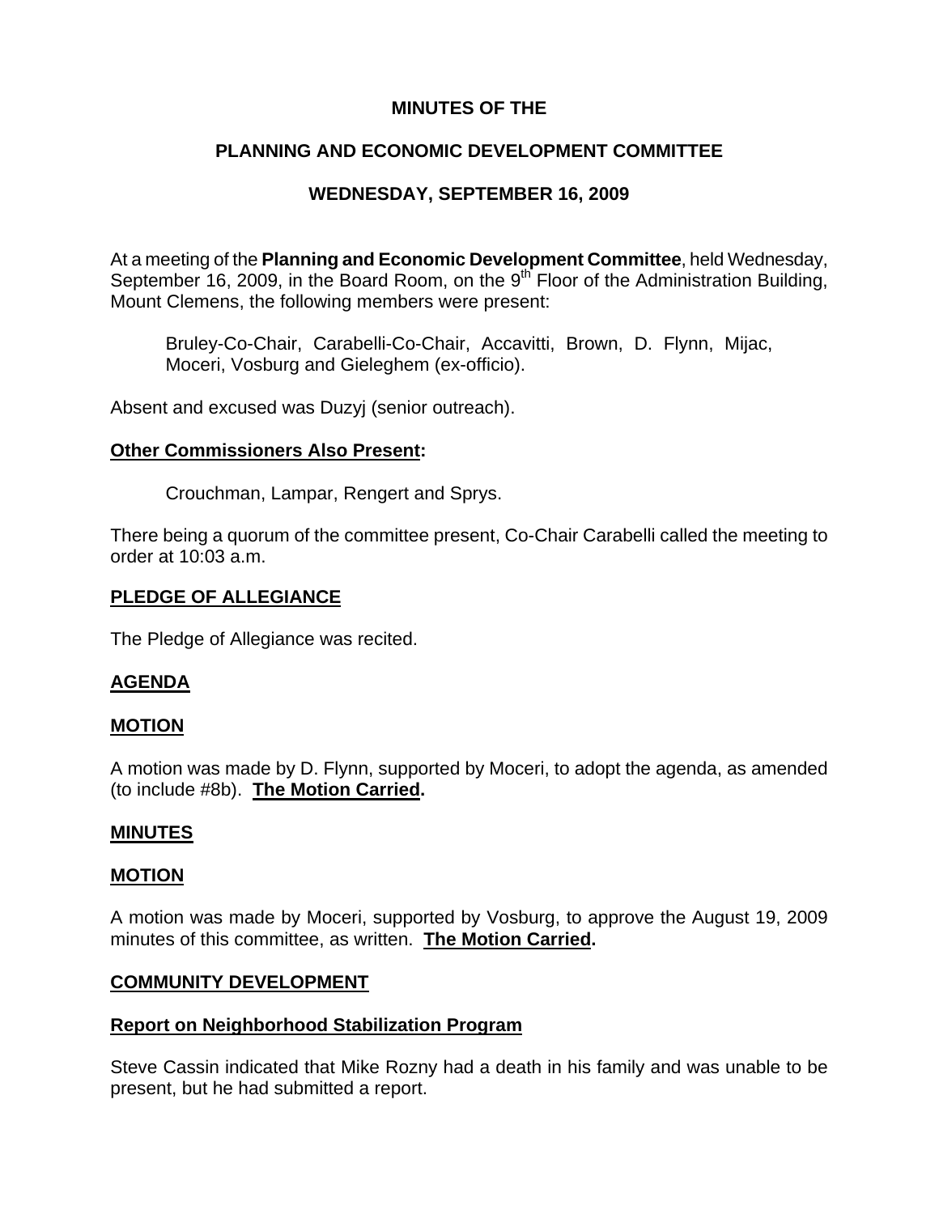# MINUTES OF THE

## PLANNING AND ECONOMIC DEVELOPMENT COMMITTEE

## WEDNESDAY, SEPTEMBER 16, 2009

At a meeting of the **Planning and Economic Development Committee**, held Wednesday, September 16, 2009, in the Board Room, on the 9th Floor of the Administration Building, Mount Clemens, the following members were present:

> Bruley-Co-Chair, Carabelli-Co-Chair, Accavitti, Brown, D. Flynn, Mijac, Moceri, Vosburg and Gieleghem (ex-officio).

Absent and excused was Duzyj (senior outreach).

**Other Commissioners Also Present:**

> Crouchman, Lampar, Rengert and Sprys.

There being a quorum of the committee present, Co-Chair Carabelli called the meeting to order at 10:03 a.m.

**PLEDGE OF ALLEGIANCE**

The Pledge of Allegiance was recited.

**AGENDA**

**MOTION**

A motion was made by D. Flynn, supported by Moceri, to adopt the agenda, as amended (to include #8b). **The Motion Carried.**

**MINUTES**

**MOTION**

A motion was made by Moceri, supported by Vosburg, to approve the August 19, 2009 minutes of this committee, as written. **The Motion Carried.**

**COMMUNITY DEVELOPMENT**

**Report on Neighborhood Stabilization Program**

Steve Cassin indicated that Mike Rozny had a death in his family and was unable to be present, but he had submitted a report.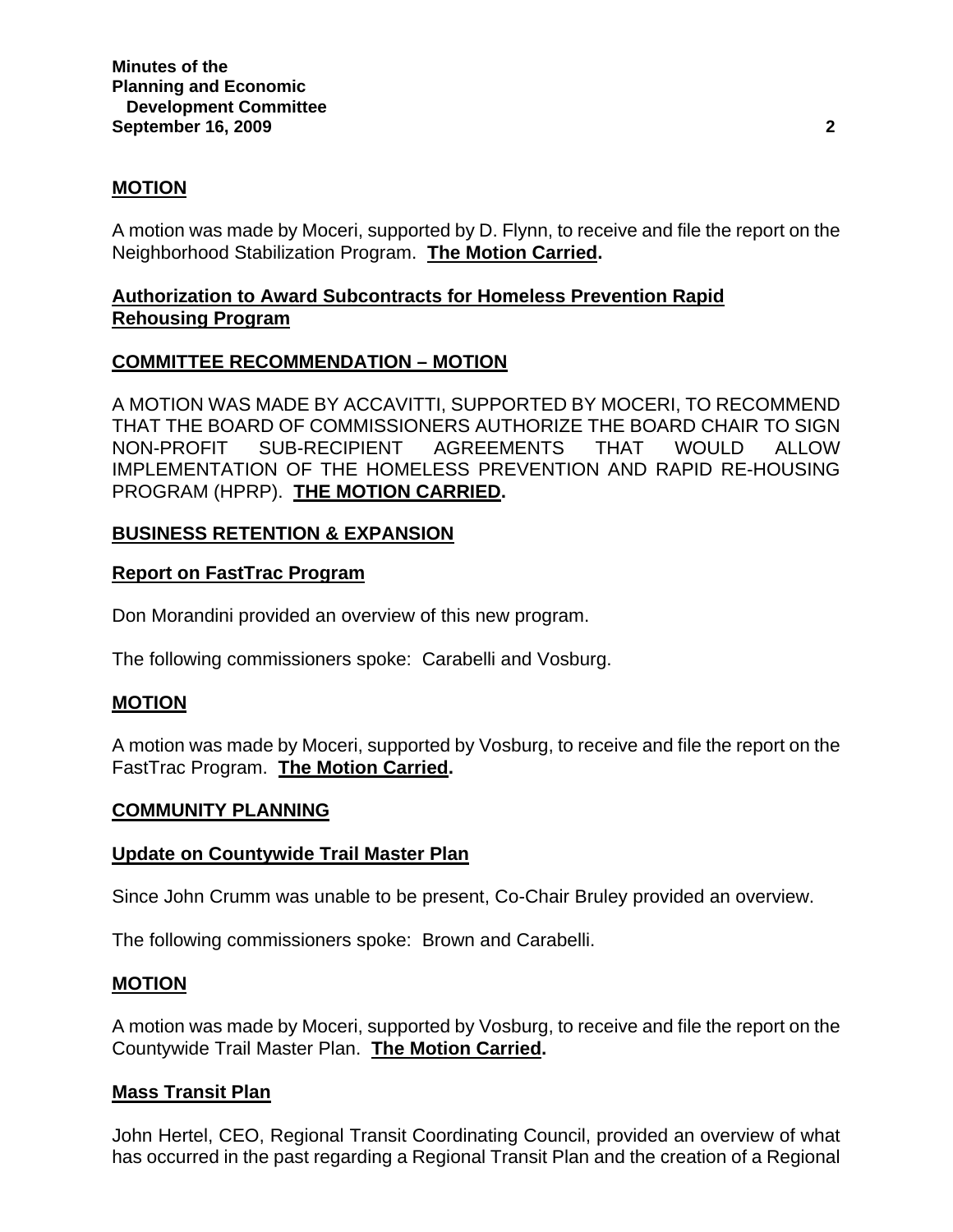**MOTION**

A motion was made by Moceri, supported by D. Flynn, to receive and file the report on the Neighborhood Stabilization Program. **The Motion Carried.**

**Authorization to Award Subcontracts for Homeless Prevention Rapid Rehousing Program**

**COMMITTEE RECOMMENDATION – MOTION**

A MOTION WAS MADE BY ACCAVITTI, SUPPORTED BY MOCERI, TO RECOMMEND THAT THE BOARD OF COMMISSIONERS AUTHORIZE THE BOARD CHAIR TO SIGN NON-PROFIT SUB-RECIPIENT AGREEMENTS THAT WOULD ALLOW IMPLEMENTATION OF THE HOMELESS PREVENTION AND RAPID RE-HOUSING PROGRAM (HPRP). **THE MOTION CARRIED.**

**BUSINESS RETENTION & EXPANSION**

**Report on FastTrac Program**

Don Morandini provided an overview of this new program.

The following commissioners spoke: Carabelli and Vosburg.

**MOTION**

A motion was made by Moceri, supported by Vosburg, to receive and file the report on the FastTrac Program. **The Motion Carried.**

**COMMUNITY PLANNING**

**Update on Countywide Trail Master Plan**

Since John Crumm was unable to be present, Co-Chair Bruley provided an overview.

The following commissioners spoke: Brown and Carabelli.

**MOTION**

A motion was made by Moceri, supported by Vosburg, to receive and file the report on the Countywide Trail Master Plan. **The Motion Carried.**

**Mass Transit Plan**

John Hertel, CEO, Regional Transit Coordinating Council, provided an overview of what has occurred in the past regarding a Regional Transit Plan and the creation of a Regional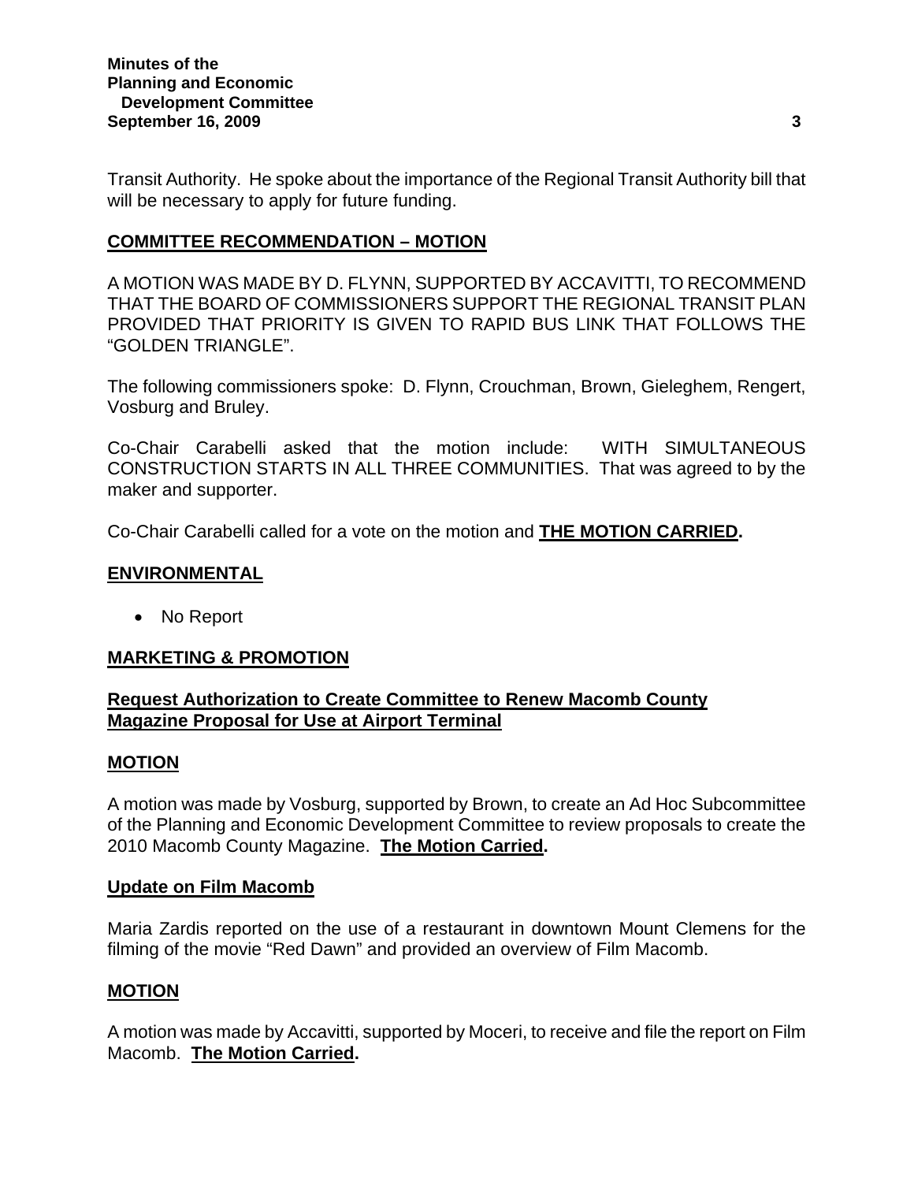Transit Authority. He spoke about the importance of the Regional Transit Authority bill that will be necessary to apply for future funding.

## COMMITTEE RECOMMENDATION – MOTION

A MOTION WAS MADE BY D. FLYNN, SUPPORTED BY ACCAVITTI, TO RECOMMEND THAT THE BOARD OF COMMISSIONERS SUPPORT THE REGIONAL TRANSIT PLAN PROVIDED THAT PRIORITY IS GIVEN TO RAPID BUS LINK THAT FOLLOWS THE "GOLDEN TRIANGLE".

The following commissioners spoke: D. Flynn, Crouchman, Brown, Gieleghem, Rengert, Vosburg and Bruley.

Co-Chair Carabelli asked that the motion include: WITH SIMULTANEOUS CONSTRUCTION STARTS IN ALL THREE COMMUNITIES. That was agreed to by the maker and supporter.

Co-Chair Carabelli called for a vote on the motion and **THE MOTION CARRIED.**

## ENVIRONMENTAL

- No Report

## MARKETING & PROMOTION

### Request Authorization to Create Committee to Renew Macomb County Magazine Proposal for Use at Airport Terminal

#### MOTION

A motion was made by Vosburg, supported by Brown, to create an Ad Hoc Subcommittee of the Planning and Economic Development Committee to review proposals to create the 2010 Macomb County Magazine. **The Motion Carried.**

### Update on Film Macomb

Maria Zardis reported on the use of a restaurant in downtown Mount Clemens for the filming of the movie "Red Dawn" and provided an overview of Film Macomb.

#### MOTION

A motion was made by Accavitti, supported by Moceri, to receive and file the report on Film Macomb. **The Motion Carried.**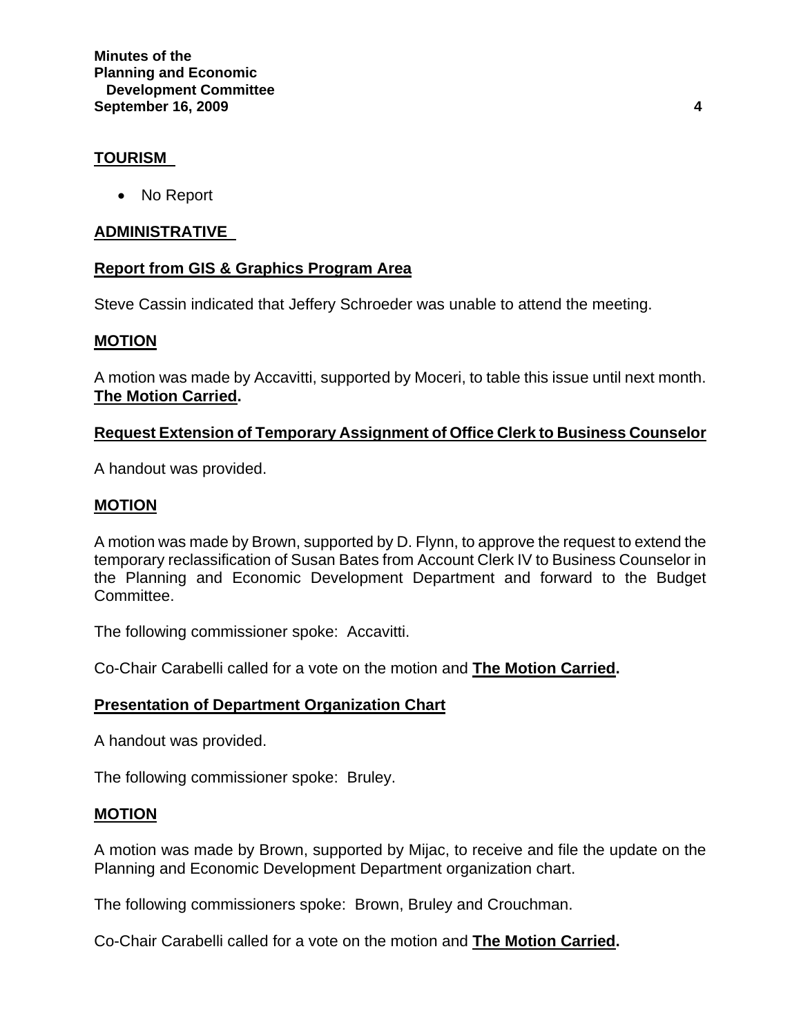**TOURISM**

- No Report

**ADMINISTRATIVE**

**Report from GIS & Graphics Program Area**

Steve Cassin indicated that Jeffery Schroeder was unable to attend the meeting.

**MOTION**

A motion was made by Accavitti, supported by Moceri, to table this issue until next month. **The Motion Carried.**

**Request Extension of Temporary Assignment of Office Clerk to Business Counselor**

A handout was provided.

**MOTION**

A motion was made by Brown, supported by D. Flynn, to approve the request to extend the temporary reclassification of Susan Bates from Account Clerk IV to Business Counselor in the Planning and Economic Development Department and forward to the Budget Committee.

The following commissioner spoke: Accavitti.

Co-Chair Carabelli called for a vote on the motion and **The Motion Carried.**

**Presentation of Department Organization Chart**

A handout was provided.

The following commissioner spoke: Bruley.

**MOTION**

A motion was made by Brown, supported by Mijac, to receive and file the update on the Planning and Economic Development Department organization chart.

The following commissioners spoke: Brown, Bruley and Crouchman.

Co-Chair Carabelli called for a vote on the motion and **The Motion Carried.**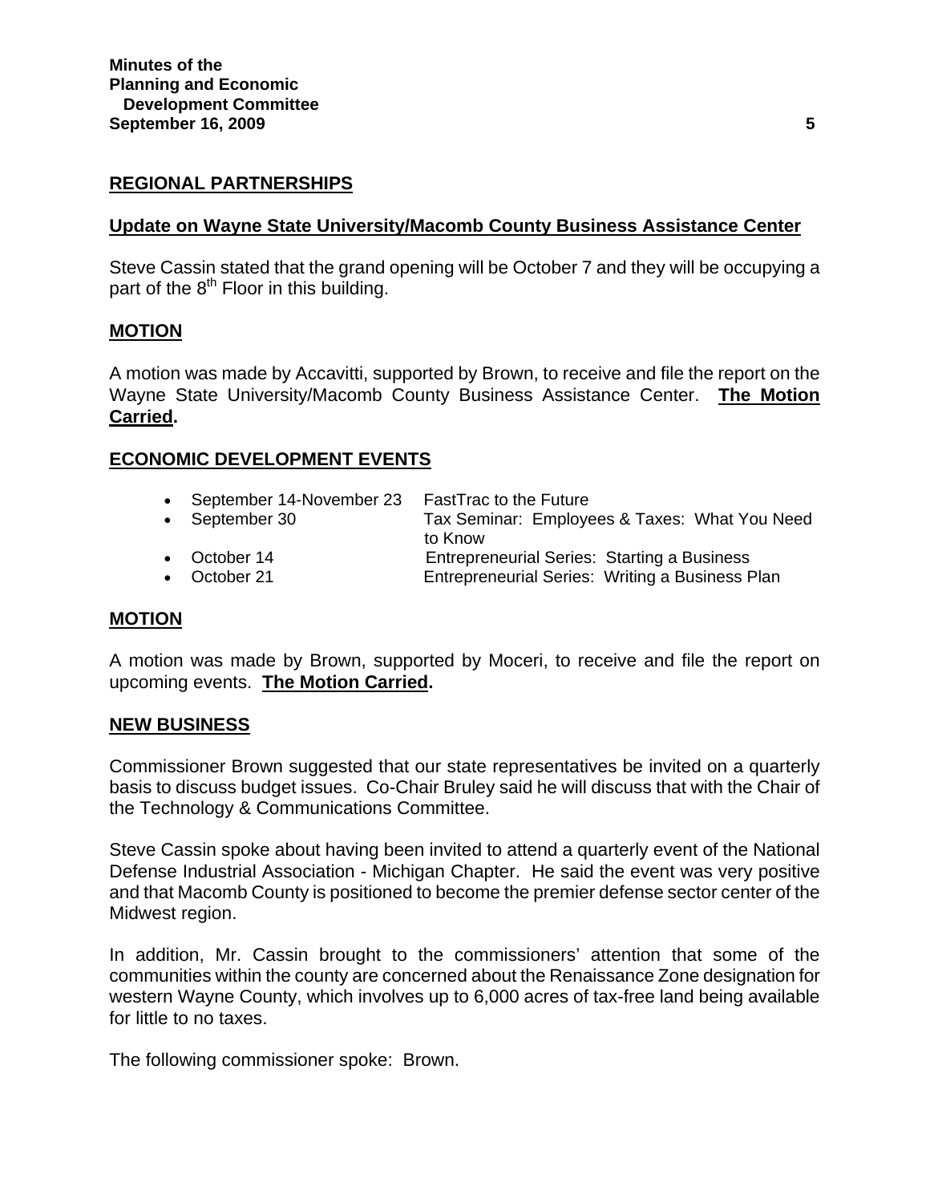## REGIONAL PARTNERSHIPS

### Update on Wayne State University/Macomb County Business Assistance Center

Steve Cassin stated that the grand opening will be October 7 and they will be occupying a part of the 8th Floor in this building.

### MOTION

A motion was made by Accavitti, supported by Brown, to receive and file the report on the Wayne State University/Macomb County Business Assistance Center. **The Motion Carried.**

## ECONOMIC DEVELOPMENT EVENTS

- September 14-November 23 FastTrac to the Future
- September 30 Tax Seminar: Employees & Taxes: What You Need to Know
- October 14 Entrepreneurial Series: Starting a Business
- October 21 Entrepreneurial Series: Writing a Business Plan

### MOTION

A motion was made by Brown, supported by Moceri, to receive and file the report on upcoming events. **The Motion Carried.**

## NEW BUSINESS

Commissioner Brown suggested that our state representatives be invited on a quarterly basis to discuss budget issues. Co-Chair Bruley said he will discuss that with the Chair of the Technology & Communications Committee.

Steve Cassin spoke about having been invited to attend a quarterly event of the National Defense Industrial Association - Michigan Chapter. He said the event was very positive and that Macomb County is positioned to become the premier defense sector center of the Midwest region.

In addition, Mr. Cassin brought to the commissioners' attention that some of the communities within the county are concerned about the Renaissance Zone designation for western Wayne County, which involves up to 6,000 acres of tax-free land being available for little to no taxes.

The following commissioner spoke: Brown.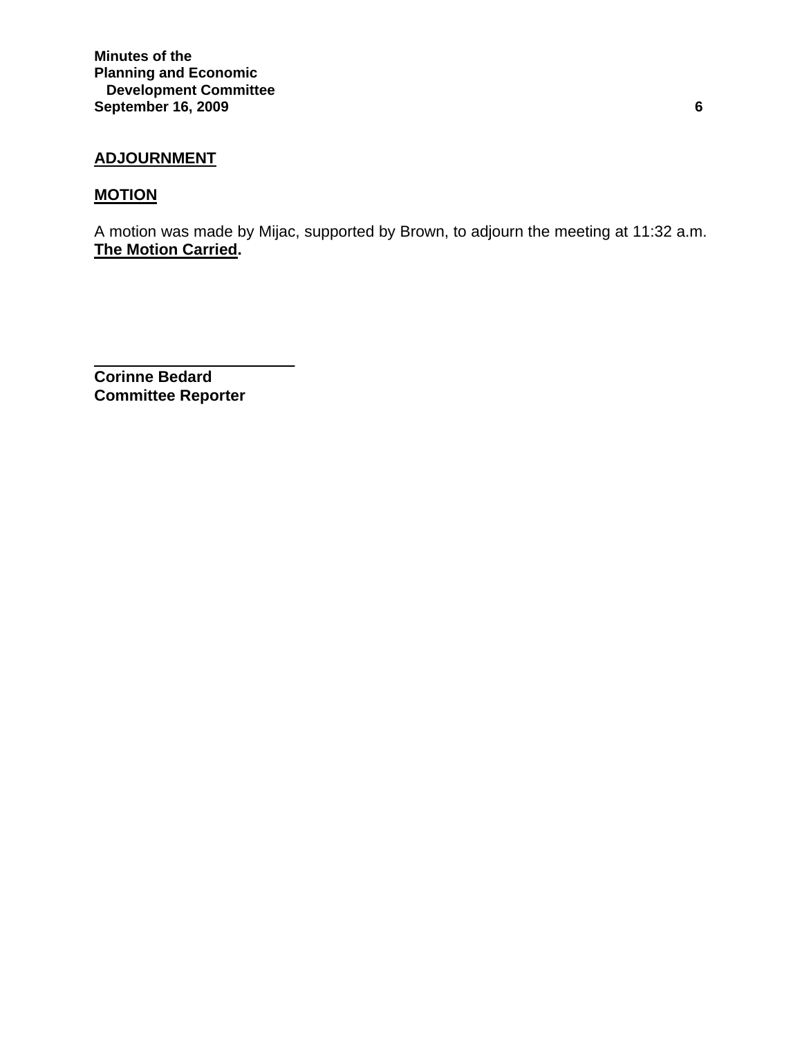## ADJOURNMENT

### MOTION

A motion was made by Mijac, supported by Brown, to adjourn the meeting at 11:32 a.m. **The Motion Carried.**

______________________

**Corinne Bedard**
**Committee Reporter**